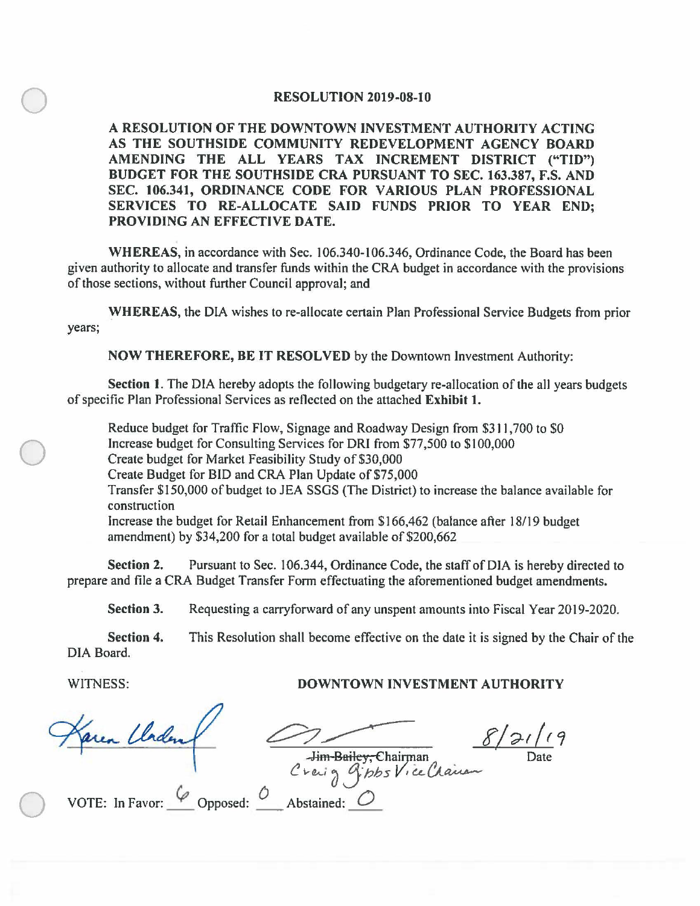# RESOLUTION 2019-08-10

**A RESOLUTION OF THE DOWNTOWN INVESTMENT AUTHORITY ACTING AS THE SOUTHSIDE COMMUNITY REDEVELOPMENT AGENCY BOARD AMENDING THE ALL YEARS TAX INCREMENT DISTRICT ("TID") BUDGET FOR THE SOUTHSIDE CRA PURSUANT TO SEC. 163.387, F.S. AND SEC. 106.341, ORDINANCE CODE FOR VARIOUS PLAN PROFESSIONAL SERVICES TO RE-ALLOCATE SAID FUNDS PRIOR TO YEAR END; PROVIDING AN EFFECTIVE DATE.**

**WHEREAS**, in accordance with Sec. 106.340-106.346, Ordinance Code, the Board has been given authority to allocate and transfer funds within the CRA budget in accordance with the provisions of those sections, without further Council approval; and

**WHEREAS**, the DIA wishes to re-allocate certain Plan Professional Service Budgets from prior years;

**NOW THEREFORE, BE IT RESOLVED** by the Downtown Investment Authority:

**Section 1**. The DIA hereby adopts the following budgetary re-allocation of the all years budgets of specific Plan Professional Services as reflected on the attached **Exhibit 1.**

Reduce budget for Traffic Flow, Signage and Roadway Design from $311,700 to $0
Increase budget for Consulting Services for DRI from $77,500 to $100,000
Create budget for Market Feasibility Study of $30,000
Create Budget for BID and CRA Plan Update of $75,000
Transfer $150,000 of budget to JEA SSGS (The District) to increase the balance available for construction
Increase the budget for Retail Enhancement from $166,462 (balance after 18/19 budget amendment) by $34,200 for a total budget available of $200,662

**Section 2.** Pursuant to Sec. 106.344, Ordinance Code, the staff of DIA is hereby directed to prepare and file a CRA Budget Transfer Form effectuating the aforementioned budget amendments.

**Section 3.** Requesting a carryforward of any unspent amounts into Fiscal Year 2019-2020.

**Section 4.** This Resolution shall become effective on the date it is signed by the Chair of the DIA Board.

WITNESS: **DOWNTOWN INVESTMENT AUTHORITY**

Karen Underwood [signature]

[signature] ~~Jim Bailey, Chairman~~ Craig Gibbs Vice Chairman

8/21/19
Date

VOTE: In Favor: 6 Opposed: 0 Abstained: 0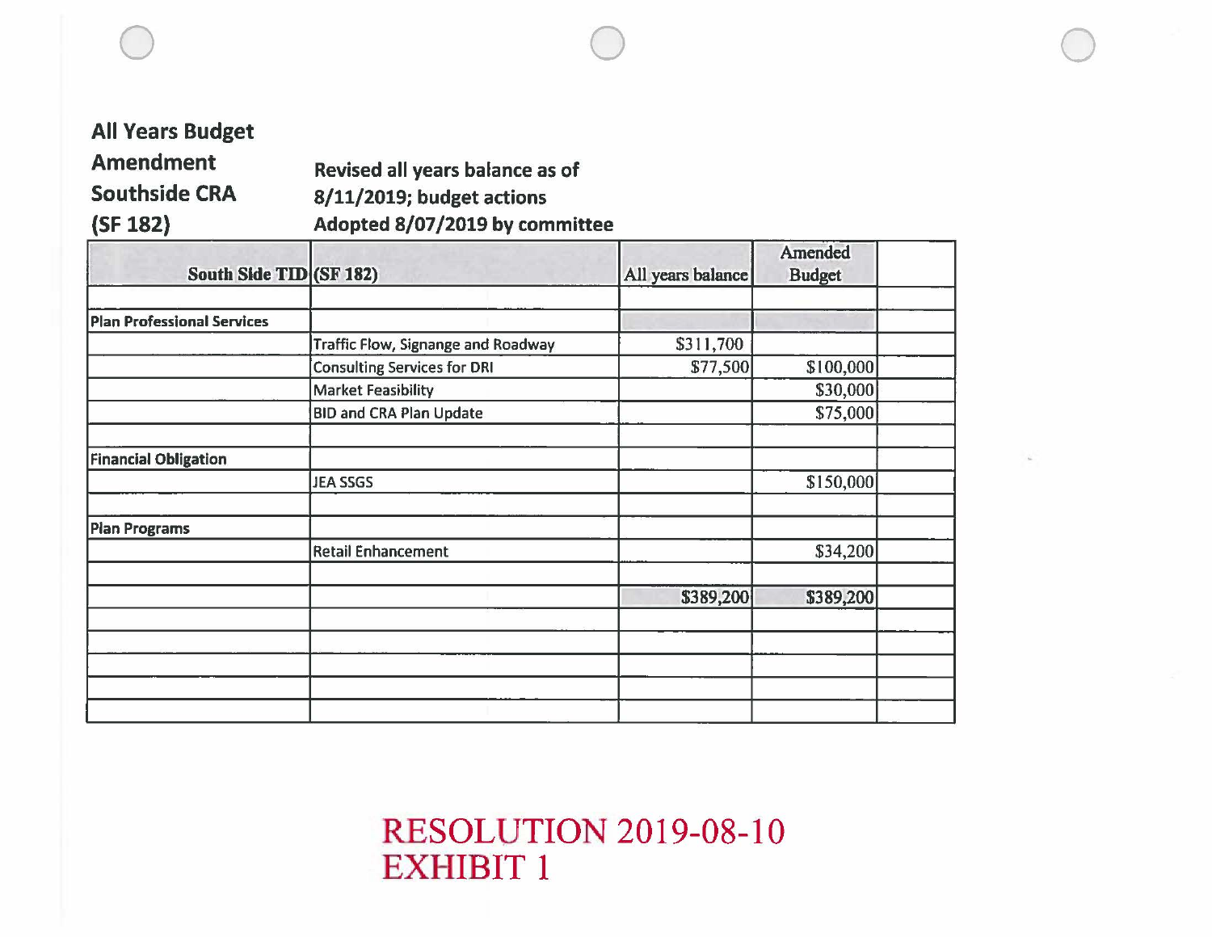**All Years Budget Amendment Southside CRA (SF 182)**

**Revised all years balance as of 8/11/2019; budget actions Adopted 8/07/2019 by committee**

| South Side TID | (SF 182) | All years balance | Amended Budget | |
|---|---|---|---|---|
| | | | | |
| Plan Professional Services | | | | |
| | Traffic Flow, Signange and Roadway | $311,700 | | |
| | Consulting Services for DRI | $77,500 | $100,000 | |
| | Market Feasibility | | $30,000 | |
| | BID and CRA Plan Update | | $75,000 | |
| | | | | |
| Financial Obligation | | | | |
| | JEA SSGS | | $150,000 | |
| | | | | |
| Plan Programs | | | | |
| | Retail Enhancement | | $34,200 | |
| | | | | |
| | | $389,200 | $389,200 | |

RESOLUTION 2019-08-10
EXHIBIT 1